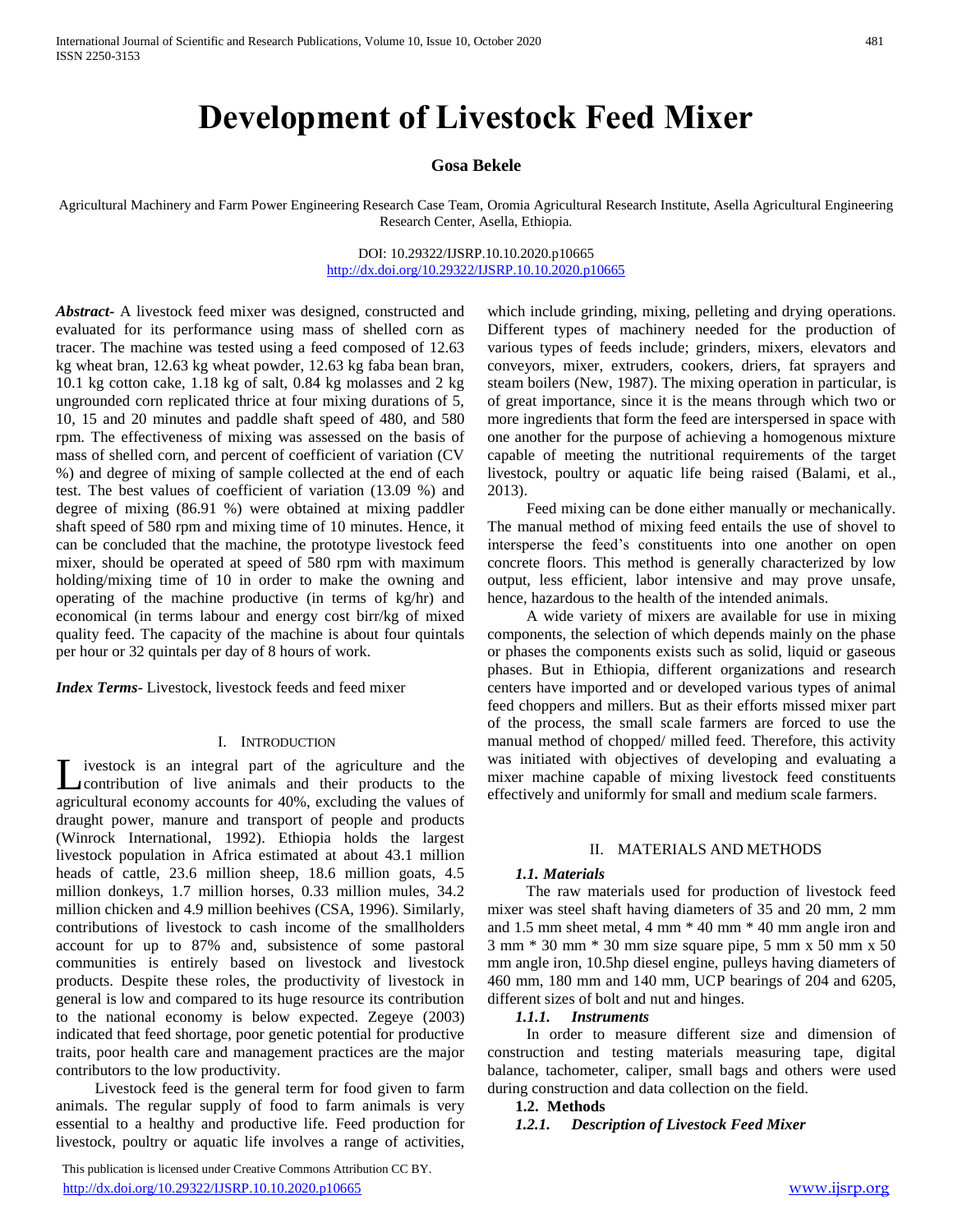# Development of Livestock Feed Mixer

**Gosa Bekele**

Agricultural Machinery and Farm Power Engineering Research Case Team, Oromia Agricultural Research Institute, Asella Agricultural Engineering Research Center, Asella, Ethiopia.

DOI: 10.29322/IJSRP.10.10.2020.p10665
http://dx.doi.org/10.29322/IJSRP.10.10.2020.p10665

***Abstract-*** A livestock feed mixer was designed, constructed and evaluated for its performance using mass of shelled corn as tracer. The machine was tested using a feed composed of 12.63 kg wheat bran, 12.63 kg wheat powder, 12.63 kg faba bean bran, 10.1 kg cotton cake, 1.18 kg of salt, 0.84 kg molasses and 2 kg ungrounded corn replicated thrice at four mixing durations of 5, 10, 15 and 20 minutes and paddle shaft speed of 480, and 580 rpm. The effectiveness of mixing was assessed on the basis of mass of shelled corn, and percent of coefficient of variation (CV %) and degree of mixing of sample collected at the end of each test. The best values of coefficient of variation (13.09 %) and degree of mixing (86.91 %) were obtained at mixing paddler shaft speed of 580 rpm and mixing time of 10 minutes. Hence, it can be concluded that the machine, the prototype livestock feed mixer, should be operated at speed of 580 rpm with maximum holding/mixing time of 10 in order to make the owning and operating of the machine productive (in terms of kg/hr) and economical (in terms labour and energy cost birr/kg of mixed quality feed. The capacity of the machine is about four quintals per hour or 32 quintals per day of 8 hours of work.

***Index Terms*-** Livestock, livestock feeds and feed mixer

## I. Introduction

Livestock is an integral part of the agriculture and the contribution of live animals and their products to the agricultural economy accounts for 40%, excluding the values of draught power, manure and transport of people and products (Winrock International, 1992). Ethiopia holds the largest livestock population in Africa estimated at about 43.1 million heads of cattle, 23.6 million sheep, 18.6 million goats, 4.5 million donkeys, 1.7 million horses, 0.33 million mules, 34.2 million chicken and 4.9 million beehives (CSA, 1996). Similarly, contributions of livestock to cash income of the smallholders account for up to 87% and, subsistence of some pastoral communities is entirely based on livestock and livestock products. Despite these roles, the productivity of livestock in general is low and compared to its huge resource its contribution to the national economy is below expected. Zegeye (2003) indicated that feed shortage, poor genetic potential for productive traits, poor health care and management practices are the major contributors to the low productivity.

Livestock feed is the general term for food given to farm animals. The regular supply of food to farm animals is very essential to a healthy and productive life. Feed production for livestock, poultry or aquatic life involves a range of activities, which include grinding, mixing, pelleting and drying operations. Different types of machinery needed for the production of various types of feeds include; grinders, mixers, elevators and conveyors, mixer, extruders, cookers, driers, fat sprayers and steam boilers (New, 1987). The mixing operation in particular, is of great importance, since it is the means through which two or more ingredients that form the feed are interspersed in space with one another for the purpose of achieving a homogenous mixture capable of meeting the nutritional requirements of the target livestock, poultry or aquatic life being raised (Balami, et al., 2013).

Feed mixing can be done either manually or mechanically. The manual method of mixing feed entails the use of shovel to intersperse the feed's constituents into one another on open concrete floors. This method is generally characterized by low output, less efficient, labor intensive and may prove unsafe, hence, hazardous to the health of the intended animals.

A wide variety of mixers are available for use in mixing components, the selection of which depends mainly on the phase or phases the components exists such as solid, liquid or gaseous phases. But in Ethiopia, different organizations and research centers have imported and or developed various types of animal feed choppers and millers. But as their efforts missed mixer part of the process, the small scale farmers are forced to use the manual method of chopped/ milled feed. Therefore, this activity was initiated with objectives of developing and evaluating a mixer machine capable of mixing livestock feed constituents effectively and uniformly for small and medium scale farmers.

## II. Materials and Methods

### *1.1. Materials*

The raw materials used for production of livestock feed mixer was steel shaft having diameters of 35 and 20 mm, 2 mm and 1.5 mm sheet metal, 4 mm * 40 mm * 40 mm angle iron and 3 mm * 30 mm * 30 mm size square pipe, 5 mm x 50 mm x 50 mm angle iron, 10.5hp diesel engine, pulleys having diameters of 460 mm, 180 mm and 140 mm, UCP bearings of 204 and 6205, different sizes of bolt and nut and hinges.

#### *1.1.1. Instruments*

In order to measure different size and dimension of construction and testing materials measuring tape, digital balance, tachometer, caliper, small bags and others were used during construction and data collection on the field.

### 1.2. Methods

#### *1.2.1. Description of Livestock Feed Mixer*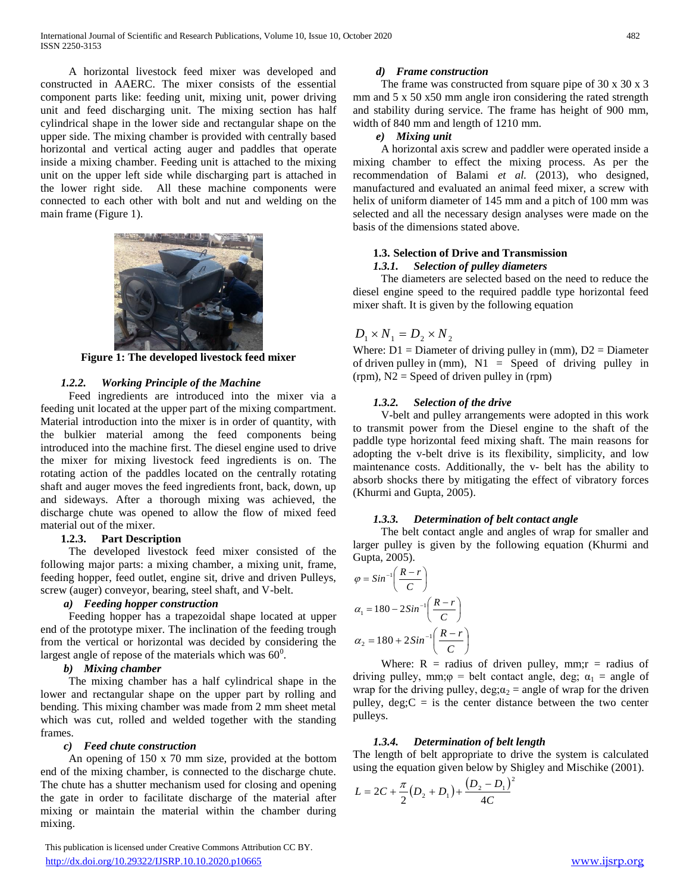A horizontal livestock feed mixer was developed and constructed in AAERC. The mixer consists of the essential component parts like: feeding unit, mixing unit, power driving unit and feed discharging unit. The mixing section has half cylindrical shape in the lower side and rectangular shape on the upper side. The mixing chamber is provided with centrally based horizontal and vertical acting auger and paddles that operate inside a mixing chamber. Feeding unit is attached to the mixing unit on the upper left side while discharging part is attached in the lower right side. All these machine components were connected to each other with bolt and nut and welding on the main frame (Figure 1).

**Figure 1: The developed livestock feed mixer**

### *1.2.2. Working Principle of the Machine*

Feed ingredients are introduced into the mixer via a feeding unit located at the upper part of the mixing compartment. Material introduction into the mixer is in order of quantity, with the bulkier material among the feed components being introduced into the machine first. The diesel engine used to drive the mixer for mixing livestock feed ingredients is on. The rotating action of the paddles located on the centrally rotating shaft and auger moves the feed ingredients front, back, down, up and sideways. After a thorough mixing was achieved, the discharge chute was opened to allow the flow of mixed feed material out of the mixer.

### 1.2.3. Part Description

The developed livestock feed mixer consisted of the following major parts: a mixing chamber, a mixing unit, frame, feeding hopper, feed outlet, engine sit, drive and driven Pulleys, screw (auger) conveyor, bearing, steel shaft, and V-belt.

***a) Feeding hopper construction***

Feeding hopper has a trapezoidal shape located at upper end of the prototype mixer. The inclination of the feeding trough from the vertical or horizontal was decided by considering the largest angle of repose of the materials which was $60^0$.

***b) Mixing chamber***

The mixing chamber has a half cylindrical shape in the lower and rectangular shape on the upper part by rolling and bending. This mixing chamber was made from 2 mm sheet metal which was cut, rolled and welded together with the standing frames.

***c) Feed chute construction***

An opening of 150 x 70 mm size, provided at the bottom end of the mixing chamber, is connected to the discharge chute. The chute has a shutter mechanism used for closing and opening the gate in order to facilitate discharge of the material after mixing or maintain the material within the chamber during mixing.

***d) Frame construction***

The frame was constructed from square pipe of 30 x 30 x 3 mm and 5 x 50 x50 mm angle iron considering the rated strength and stability during service. The frame has height of 900 mm, width of 840 mm and length of 1210 mm.

***e) Mixing unit***

A horizontal axis screw and paddler were operated inside a mixing chamber to effect the mixing process. As per the recommendation of Balami *et al.* (2013), who designed, manufactured and evaluated an animal feed mixer, a screw with helix of uniform diameter of 145 mm and a pitch of 100 mm was selected and all the necessary design analyses were made on the basis of the dimensions stated above.

## 1.3. Selection of Drive and Transmission

### *1.3.1. Selection of pulley diameters*

The diameters are selected based on the need to reduce the diesel engine speed to the required paddle type horizontal feed mixer shaft. It is given by the following equation

$$D_1 \times N_1 = D_2 \times N_2$$

Where: D1 = Diameter of driving pulley in (mm), D2 = Diameter of driven pulley in (mm), N1 = Speed of driving pulley in (rpm), N2 = Speed of driven pulley in (rpm)

### *1.3.2. Selection of the drive*

V-belt and pulley arrangements were adopted in this work to transmit power from the Diesel engine to the shaft of the paddle type horizontal feed mixing shaft. The main reasons for adopting the v-belt drive is its flexibility, simplicity, and low maintenance costs. Additionally, the v- belt has the ability to absorb shocks there by mitigating the effect of vibratory forces (Khurmi and Gupta, 2005).

### *1.3.3. Determination of belt contact angle*

The belt contact angle and angles of wrap for smaller and larger pulley is given by the following equation (Khurmi and Gupta, 2005).

$$\varphi = Sin^{-1}\left(\frac{R-r}{C}\right)$$

$$\alpha_1 = 180 - 2Sin^{-1}\left(\frac{R-r}{C}\right)$$

$$\alpha_2 = 180 + 2Sin^{-1}\left(\frac{R-r}{C}\right)$$

Where: R = radius of driven pulley, mm;r = radius of driving pulley, mm;φ = belt contact angle, deg; $\alpha_1$ = angle of wrap for the driving pulley, deg;$\alpha_2$ = angle of wrap for the driven pulley, deg;C = is the center distance between the two center pulleys.

### *1.3.4. Determination of belt length*

The length of belt appropriate to drive the system is calculated using the equation given below by Shigley and Mischike (2001).

$$L = 2C + \frac{\pi}{2}(D_2 + D_1) + \frac{(D_2 - D_1)^2}{4C}$$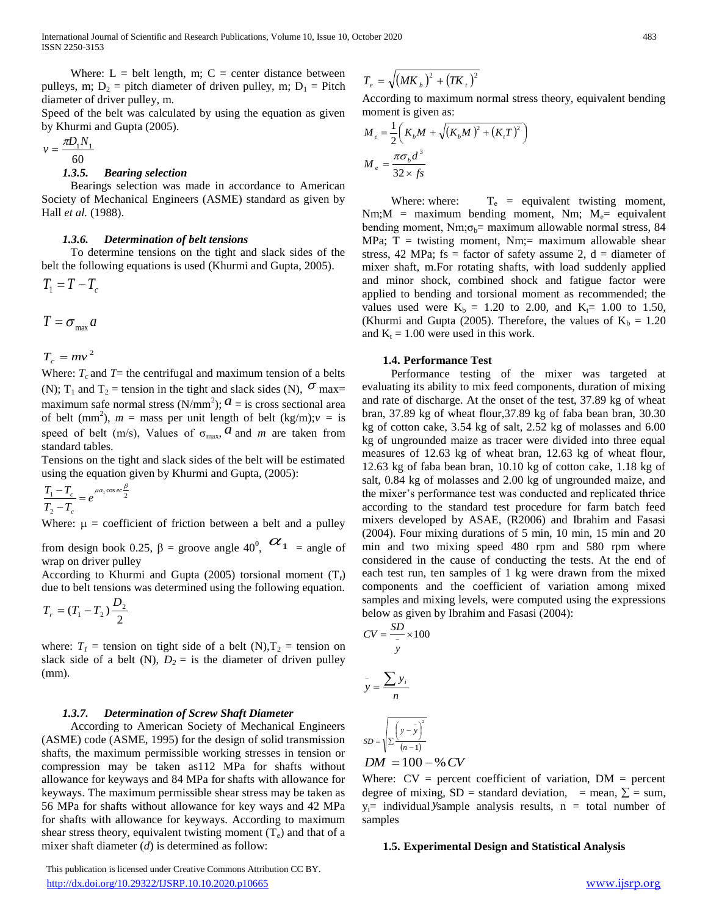Where: L = belt length, m; C = center distance between pulleys, m; $D_2$ = pitch diameter of driven pulley, m; $D_1$ = Pitch diameter of driver pulley, m.

Speed of the belt was calculated by using the equation as given by Khurmi and Gupta (2005).

$$v = \frac{\pi D_1 N_1}{60}$$

### *1.3.5. Bearing selection*

Bearings selection was made in accordance to American Society of Mechanical Engineers (ASME) standard as given by Hall *et al.* (1988).

### *1.3.6. Determination of belt tensions*

To determine tensions on the tight and slack sides of the belt the following equations is used (Khurmi and Gupta, 2005).

$$T_1 = T - T_c$$

$$T = \sigma_{\max} a$$

$$T_c = mv^2$$

Where: $T_c$ and $T$= the centrifugal and maximum tension of a belts (N); $T_1$ and $T_2$ = tension in the tight and slack sides (N), $\sigma$ max= maximum safe normal stress (N/mm$^2$); $a$ = is cross sectional area of belt (mm$^2$), $m$ = mass per unit length of belt (kg/m);$v$ = is speed of belt (m/s), Values of $\sigma_{\max}$, $a$ and $m$ are taken from standard tables.

Tensions on the tight and slack sides of the belt will be estimated using the equation given by Khurmi and Gupta, (2005):

$$\frac{T_1 - T_c}{T_2 - T_c} = e^{\mu \alpha_1 \operatorname{cosec} \frac{\beta}{2}}$$

Where: $\mu$ = coefficient of friction between a belt and a pulley from design book 0.25, $\beta$ = groove angle 40$^0$, $\alpha_1$ = angle of wrap on driver pulley

According to Khurmi and Gupta (2005) torsional moment ($T_r$) due to belt tensions was determined using the following equation.

$$T_r = (T_1 - T_2)\frac{D_2}{2}$$

where: $T_1$ = tension on tight side of a belt (N),$T_2$ = tension on slack side of a belt (N), $D_2$ = is the diameter of driven pulley (mm).

### *1.3.7. Determination of Screw Shaft Diameter*

According to American Society of Mechanical Engineers (ASME) code (ASME, 1995) for the design of solid transmission shafts, the maximum permissible working stresses in tension or compression may be taken as112 MPa for shafts without allowance for keyways and 84 MPa for shafts with allowance for keyways. The maximum permissible shear stress may be taken as 56 MPa for shafts without allowance for key ways and 42 MPa for shafts with allowance for keyways. According to maximum shear stress theory, equivalent twisting moment ($T_e$) and that of a mixer shaft diameter ($d$) is determined as follow:

$$T_e = \sqrt{(MK_b)^2 + (TK_t)^2}$$

According to maximum normal stress theory, equivalent bending moment is given as:

$$M_e = \frac{1}{2}\left(K_b M + \sqrt{(K_b M)^2 + (K_t T)^2}\right)$$

$$M_e = \frac{\pi \sigma_b d^3}{32 \times fs}$$

Where: where: $T_e$ = equivalent twisting moment, Nm;M = maximum bending moment, Nm; $M_e$= equivalent bending moment, Nm;$\sigma_b$= maximum allowable normal stress, 84 MPa; T = twisting moment, Nm;= maximum allowable shear stress, 42 MPa; fs = factor of safety assume 2, d = diameter of mixer shaft, m.For rotating shafts, with load suddenly applied and minor shock, combined shock and fatigue factor were applied to bending and torsional moment as recommended; the values used were $K_b$ = 1.20 to 2.00, and $K_t$= 1.00 to 1.50, (Khurmi and Gupta (2005). Therefore, the values of $K_b$ = 1.20 and $K_t$ = 1.00 were used in this work.

### 1.4. Performance Test

Performance testing of the mixer was targeted at evaluating its ability to mix feed components, duration of mixing and rate of discharge. At the onset of the test, 37.89 kg of wheat bran, 37.89 kg of wheat flour,37.89 kg of faba bean bran, 30.30 kg of cotton cake, 3.54 kg of salt, 2.52 kg of molasses and 6.00 kg of ungrounded maize as tracer were divided into three equal measures of 12.63 kg of wheat bran, 12.63 kg of wheat flour, 12.63 kg of faba bean bran, 10.10 kg of cotton cake, 1.18 kg of salt, 0.84 kg of molasses and 2.00 kg of ungrounded maize, and the mixer's performance test was conducted and replicated thrice according to the standard test procedure for farm batch feed mixers developed by ASAE, (R2006) and Ibrahim and Fasasi (2004). Four mixing durations of 5 min, 10 min, 15 min and 20 min and two mixing speed 480 rpm and 580 rpm where considered in the cause of conducting the tests. At the end of each test run, ten samples of 1 kg were drawn from the mixed components and the coefficient of variation among mixed samples and mixing levels, were computed using the expressions below as given by Ibrahim and Fasasi (2004):

$$CV = \frac{SD}{\bar{y}} \times 100$$

$$\bar{y} = \frac{\sum y_i}{n}$$

$$SD = \sqrt{\sum \frac{\left(y - \bar{y}\right)^2}{(n-1)}}$$

$$DM = 100 - \%CV$$

Where: CV = percent coefficient of variation, DM = percent degree of mixing, SD = standard deviation, $\bar{y}$ = mean, $\sum$ = sum, $y_i$= individual sample analysis results, n = total number of samples

### 1.5. Experimental Design and Statistical Analysis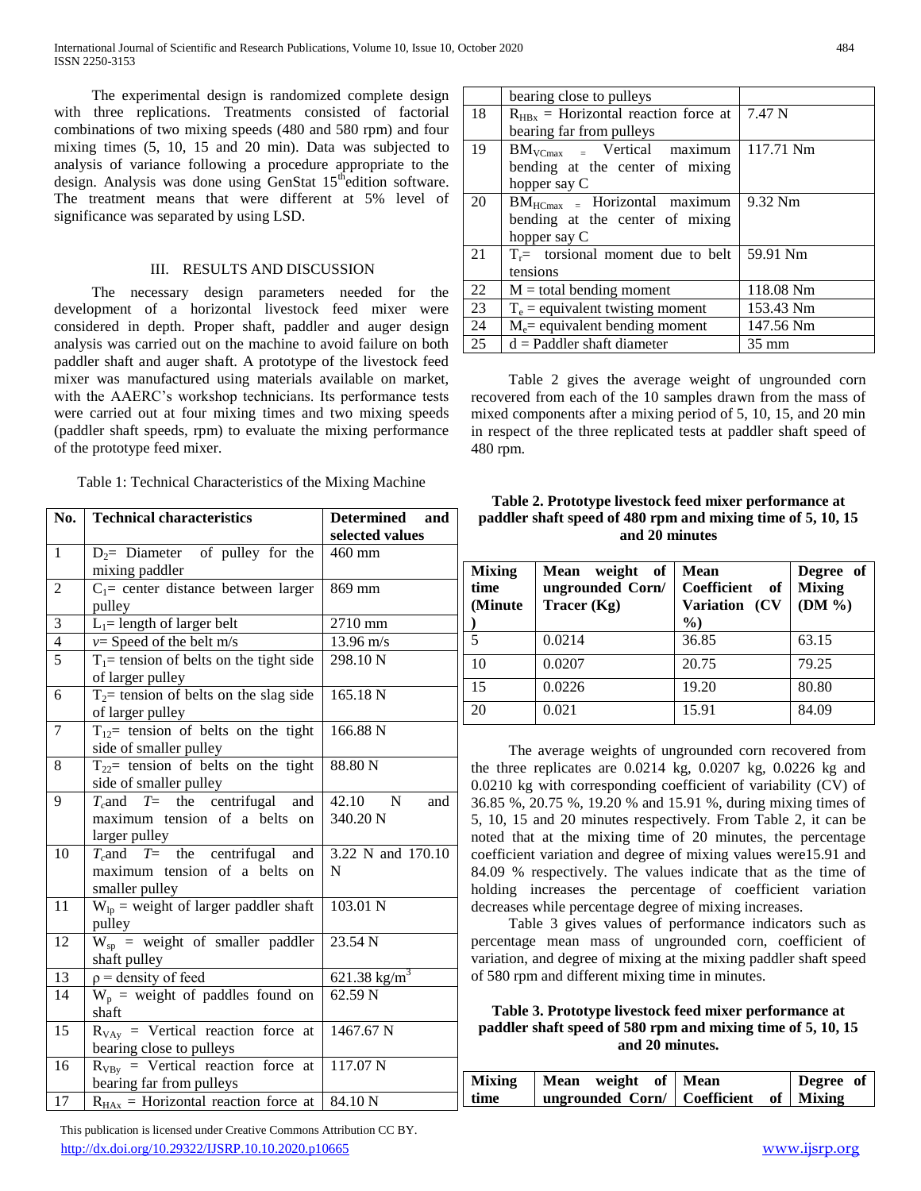The experimental design is randomized complete design with three replications. Treatments consisted of factorial combinations of two mixing speeds (480 and 580 rpm) and four mixing times (5, 10, 15 and 20 min). Data was subjected to analysis of variance following a procedure appropriate to the design. Analysis was done using GenStat 15th edition software. The treatment means that were different at 5% level of significance was separated by using LSD.

## III. RESULTS AND DISCUSSION

The necessary design parameters needed for the development of a horizontal livestock feed mixer were considered in depth. Proper shaft, paddler and auger design analysis was carried out on the machine to avoid failure on both paddler shaft and auger shaft. A prototype of the livestock feed mixer was manufactured using materials available on market, with the AAERC's workshop technicians. Its performance tests were carried out at four mixing times and two mixing speeds (paddler shaft speeds, rpm) to evaluate the mixing performance of the prototype feed mixer.

Table 1: Technical Characteristics of the Mixing Machine

| No. | Technical characteristics | Determined and selected values |
|---|---|---|
| 1 | $D_2$= Diameter of pulley for the mixing paddler | 460 mm |
| 2 | $C_1$= center distance between larger pulley | 869 mm |
| 3 | $L_1$= length of larger belt | 2710 mm |
| 4 | $v$= Speed of the belt m/s | 13.96 m/s |
| 5 | $T_1$= tension of belts on the tight side of larger pulley | 298.10 N |
| 6 | $T_2$= tension of belts on the slag side of larger pulley | 165.18 N |
| 7 | $T_{12}$= tension of belts on the tight side of smaller pulley | 166.88 N |
| 8 | $T_{22}$= tension of belts on the tight side of smaller pulley | 88.80 N |
| 9 | $T_c$ and $T$= the centrifugal and maximum tension of a belts on larger pulley | 42.10 N and 340.20 N |
| 10 | $T_c$ and $T$= the centrifugal and maximum tension of a belts on smaller pulley | 3.22 N and 170.10 N |
| 11 | $W_{lp}$ = weight of larger paddler shaft pulley | 103.01 N |
| 12 | $W_{sp}$ = weight of smaller paddler shaft pulley | 23.54 N |
| 13 | $\rho$ = density of feed | 621.38 kg/m$^3$ |
| 14 | $W_p$ = weight of paddles found on shaft | 62.59 N |
| 15 | $R_{VAy}$ = Vertical reaction force at bearing close to pulleys | 1467.67 N |
| 16 | $R_{VBy}$ = Vertical reaction force at bearing far from pulleys | 117.07 N |
| 17 | $R_{HAx}$ = Horizontal reaction force at bearing close to pulleys | 84.10 N |
| 18 | $R_{HBx}$ = Horizontal reaction force at bearing far from pulleys | 7.47 N |
| 19 | $BM_{VCmax}$ = Vertical maximum bending at the center of mixing hopper say C | 117.71 Nm |
| 20 | $BM_{HCmax}$ = Horizontal maximum bending at the center of mixing hopper say C | 9.32 Nm |
| 21 | $T_r$= torsional moment due to belt tensions | 59.91 Nm |
| 22 | M = total bending moment | 118.08 Nm |
| 23 | $T_e$ = equivalent twisting moment | 153.43 Nm |
| 24 | $M_e$= equivalent bending moment | 147.56 Nm |
| 25 | d = Paddler shaft diameter | 35 mm |

Table 2 gives the average weight of ungrounded corn recovered from each of the 10 samples drawn from the mass of mixed components after a mixing period of 5, 10, 15, and 20 min in respect of the three replicated tests at paddler shaft speed of 480 rpm.

**Table 2. Prototype livestock feed mixer performance at paddler shaft speed of 480 rpm and mixing time of 5, 10, 15 and 20 minutes**

| Mixing time (Minute) | Mean weight of ungrounded Corn/ Tracer (Kg) | Mean Coefficient of Variation (CV %) | Degree of Mixing (DM %) |
|---|---|---|---|
| 5 | 0.0214 | 36.85 | 63.15 |
| 10 | 0.0207 | 20.75 | 79.25 |
| 15 | 0.0226 | 19.20 | 80.80 |
| 20 | 0.021 | 15.91 | 84.09 |

The average weights of ungrounded corn recovered from the three replicates are 0.0214 kg, 0.0207 kg, 0.0226 kg and 0.0210 kg with corresponding coefficient of variability (CV) of 36.85 %, 20.75 %, 19.20 % and 15.91 %, during mixing times of 5, 10, 15 and 20 minutes respectively. From Table 2, it can be noted that at the mixing time of 20 minutes, the percentage coefficient variation and degree of mixing values were15.91 and 84.09 % respectively. The values indicate that as the time of holding increases the percentage of coefficient variation decreases while percentage degree of mixing increases.

Table 3 gives values of performance indicators such as percentage mean mass of ungrounded corn, coefficient of variation, and degree of mixing at the mixing paddler shaft speed of 580 rpm and different mixing time in minutes.

**Table 3. Prototype livestock feed mixer performance at paddler shaft speed of 580 rpm and mixing time of 5, 10, 15 and 20 minutes.**

| Mixing time | Mean weight of ungrounded Corn/ | Mean Coefficient of | Degree of Mixing |
|---|---|---|---|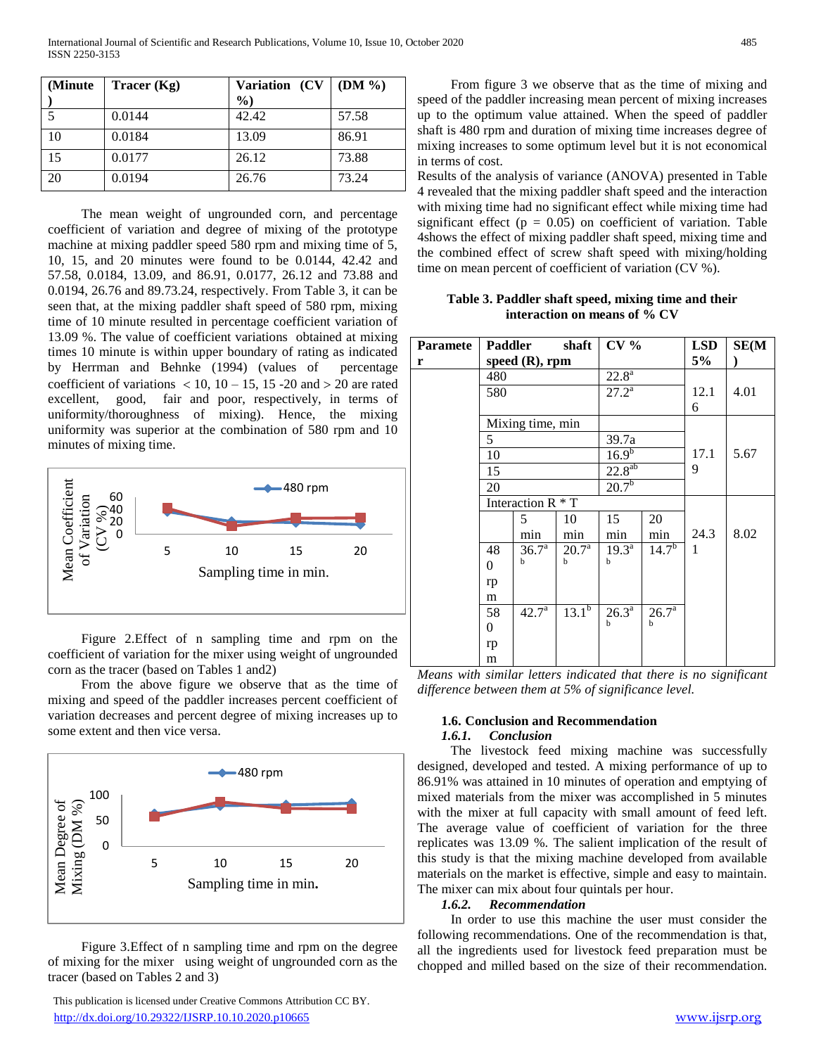| (Minute) | Tracer (Kg) | Variation (CV %) | (DM %) |
|---|---|---|---|
| 5 | 0.0144 | 42.42 | 57.58 |
| 10 | 0.0184 | 13.09 | 86.91 |
| 15 | 0.0177 | 26.12 | 73.88 |
| 20 | 0.0194 | 26.76 | 73.24 |

The mean weight of ungrounded corn, and percentage coefficient of variation and degree of mixing of the prototype machine at mixing paddler speed 580 rpm and mixing time of 5, 10, 15, and 20 minutes were found to be 0.0144, 42.42 and 57.58, 0.0184, 13.09, and 86.91, 0.0177, 26.12 and 73.88 and 0.0194, 26.76 and 89.73.24, respectively. From Table 3, it can be seen that, at the mixing paddler shaft speed of 580 rpm, mixing time of 10 minute resulted in percentage coefficient variation of 13.09 %. The value of coefficient variations obtained at mixing times 10 minute is within upper boundary of rating as indicated by Herrman and Behnke (1994) (values of percentage coefficient of variations < 10, 10 – 15, 15 -20 and > 20 are rated excellent, good, fair and poor, respectively, in terms of uniformity/thoroughness of uniformity/mixing). Hence, the mixing uniformity was superior at the combination of 580 rpm and 10 minutes of mixing time.

Figure 2.Effect of n sampling time and rpm on the coefficient of variation for the mixer using weight of ungrounded corn as the tracer (based on Tables 1 and2)

From the above figure we observe that as the time of mixing and speed of the paddler increases percent coefficient of variation decreases and percent degree of mixing increases up to some extent and then vice versa.

Figure 3.Effect of n sampling time and rpm on the degree of mixing for the mixer using weight of ungrounded corn as the tracer (based on Tables 2 and 3)

From figure 3 we observe that as the time of mixing and speed of the paddler increasing mean percent of mixing increases up to the optimum value attained. When the speed of paddler shaft is 480 rpm and duration of mixing time increases degree of mixing increases to some optimum level but it is not economical in terms of cost.

Results of the analysis of variance (ANOVA) presented in Table 4 revealed that the mixing paddler shaft speed and the interaction with mixing time had no significant effect while mixing time had significant effect ($p = 0.05$) on coefficient of variation. Table 4shows the effect of mixing paddler shaft speed, mixing time and the combined effect of screw shaft speed with mixing/holding time on mean percent of coefficient of variation (CV %).

**Table 3. Paddler shaft speed, mixing time and their interaction on means of % CV**

| Parameter | Paddler shaft speed (R), rpm | | | CV % | | LSD 5% | SE(M) |
|---|---|---|---|---|---|---|---|
| | 480 | | | 22.8$^{a}$ | | 12.16 | 4.01 |
| | 580 | | | 27.2$^{a}$ | | | |
| | Mixing time, min | | | | | 17.19 | 5.67 |
| | 5 | | | 39.7a | | | |
| | 10 | | | 16.9$^{b}$ | | | |
| | 15 | | | 22.8$^{ab}$ | | | |
| | 20 | | | 20.7$^{b}$ | | | |
| | Interaction R * T | | | | | 24.31 | 8.02 |
| | | 5 min | 10 min | 15 min | 20 min | | |
| | 480 rpm | 36.7$^{ab}$ | 20.7$^{ab}$ | 19.3$^{ab}$ | 14.7$^{b}$ | | |
| | 580 rpm | 42.7$^{a}$ | 13.1$^{b}$ | 26.3$^{ab}$ | 26.7$^{ab}$ | | |

*Means with similar letters indicated that there is no significant difference between them at 5% of significance level.*

### 1.6. Conclusion and Recommendation

#### *1.6.1. Conclusion*

The livestock feed mixing machine was successfully designed, developed and tested. A mixing performance of up to 86.91% was attained in 10 minutes of operation and emptying of mixed materials from the mixer was accomplished in 5 minutes with the mixer at full capacity with small amount of feed left. The average value of coefficient of variation for the three replicates was 13.09 %. The salient implication of the result of this study is that the mixing machine developed from available materials on the market is effective, simple and easy to maintain. The mixer can mix about four quintals per hour.

#### *1.6.2. Recommendation*

In order to use this machine the user must consider the following recommendations. One of the recommendation is that, all the ingredients used for livestock feed preparation must be chopped and milled based on the size of their recommendation.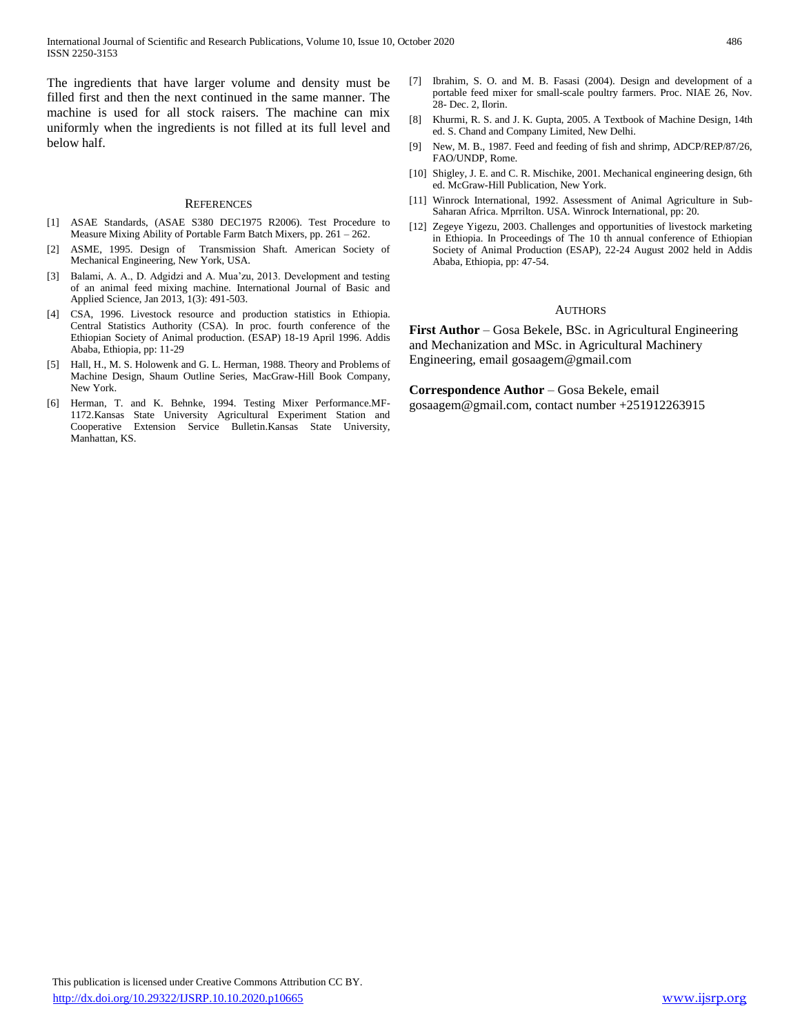The ingredients that have larger volume and density must be filled first and then the next continued in the same manner. The machine is used for all stock raisers. The machine can mix uniformly when the ingredients is not filled at its full level and below half.

## REFERENCES

[1] ASAE Standards, (ASAE S380 DEC1975 R2006). Test Procedure to Measure Mixing Ability of Portable Farm Batch Mixers, pp. 261 – 262.

[2] ASME, 1995. Design of Transmission Shaft. American Society of Mechanical Engineering, New York, USA.

[3] Balami, A. A., D. Adgidzi and A. Mua'zu, 2013. Development and testing of an animal feed mixing machine. International Journal of Basic and Applied Science, Jan 2013, 1(3): 491-503.

[4] CSA, 1996. Livestock resource and production statistics in Ethiopia. Central Statistics Authority (CSA). In proc. fourth conference of the Ethiopian Society of Animal production. (ESAP) 18-19 April 1996. Addis Ababa, Ethiopia, pp: 11-29

[5] Hall, H., M. S. Holowenk and G. L. Herman, 1988. Theory and Problems of Machine Design, Shaum Outline Series, MacGraw-Hill Book Company, New York.

[6] Herman, T. and K. Behnke, 1994. Testing Mixer Performance.MF-1172.Kansas State University Agricultural Experiment Station and Cooperative Extension Service Bulletin.Kansas State University, Manhattan, KS.

[7] Ibrahim, S. O. and M. B. Fasasi (2004). Design and development of a portable feed mixer for small-scale poultry farmers. Proc. NIAE 26, Nov. 28- Dec. 2, Ilorin.

[8] Khurmi, R. S. and J. K. Gupta, 2005. A Textbook of Machine Design, 14th ed. S. Chand and Company Limited, New Delhi.

[9] New, M. B., 1987. Feed and feeding of fish and shrimp, ADCP/REP/87/26, FAO/UNDP, Rome.

[10] Shigley, J. E. and C. R. Mischike, 2001. Mechanical engineering design, 6th ed. McGraw-Hill Publication, New York.

[11] Winrock International, 1992. Assessment of Animal Agriculture in Sub-Saharan Africa. Mprrilton. USA. Winrock International, pp: 20.

[12] Zegeye Yigezu, 2003. Challenges and opportunities of livestock marketing in Ethiopia. In Proceedings of The 10 th annual conference of Ethiopian Society of Animal Production (ESAP), 22-24 August 2002 held in Addis Ababa, Ethiopia, pp: 47-54.

## AUTHORS

**First Author** – Gosa Bekele, BSc. in Agricultural Engineering and Mechanization and MSc. in Agricultural Machinery Engineering, email gosaagem@gmail.com

**Correspondence Author** – Gosa Bekele, email gosaagem@gmail.com, contact number +251912263915